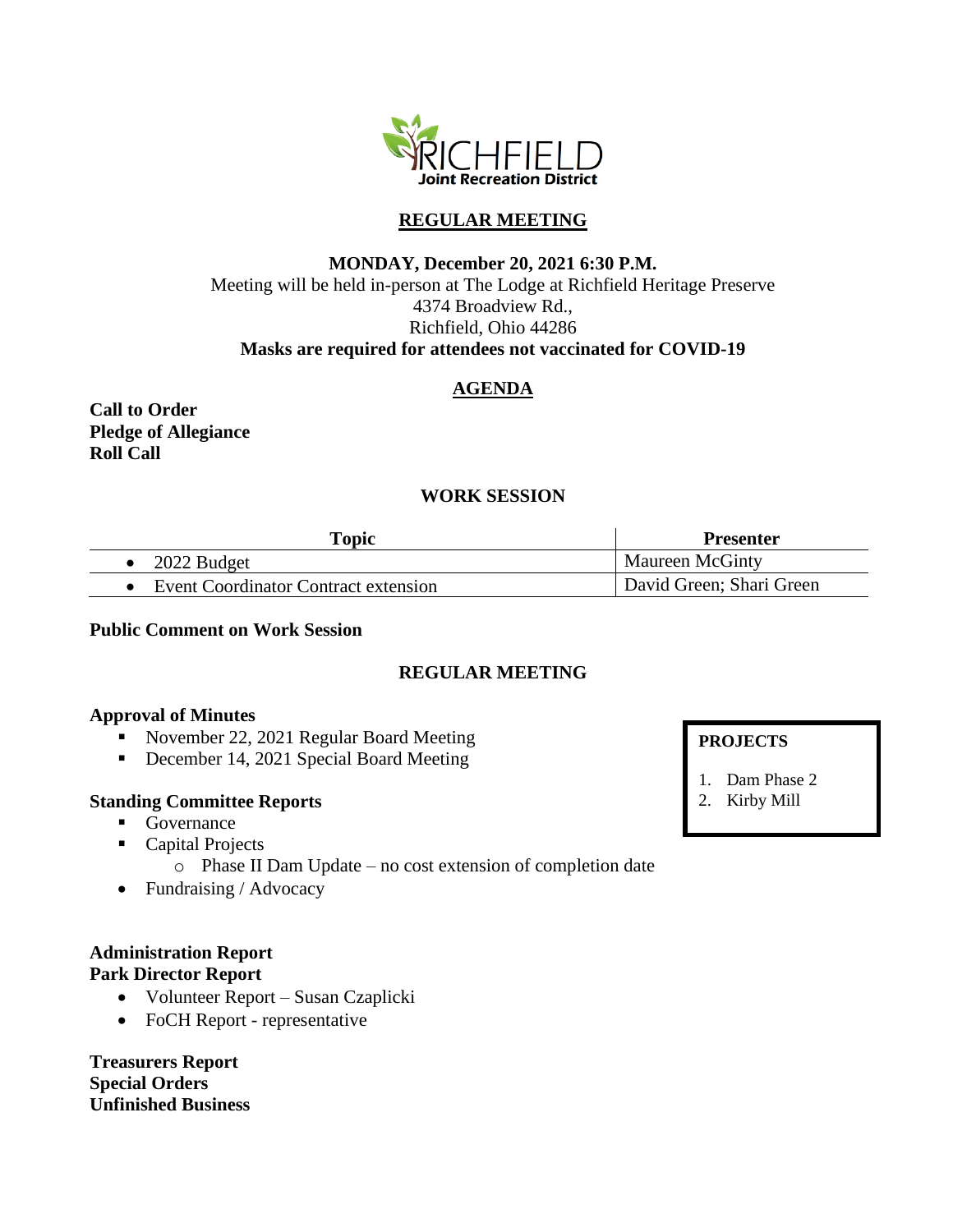RICHFIELD
Joint Recreation District

## REGULAR MEETING

**MONDAY, December 20, 2021 6:30 P.M.**
Meeting will be held in-person at The Lodge at Richfield Heritage Preserve
4374 Broadview Rd.,
Richfield, Ohio 44286
**Masks are required for attendees not vaccinated for COVID-19**

## AGENDA

**Call to Order**
**Pledge of Allegiance**
**Roll Call**

### WORK SESSION

| Topic | Presenter |
|---|---|
| • 2022 Budget | Maureen McGinty |
| • Event Coordinator Contract extension | David Green; Shari Green |

**Public Comment on Work Session**

### REGULAR MEETING

**Approval of Minutes**
- November 22, 2021 Regular Board Meeting
- December 14, 2021 Special Board Meeting

**Standing Committee Reports**
- Governance
- Capital Projects
  - Phase II Dam Update – no cost extension of completion date
- Fundraising / Advocacy

**PROJECTS**
1. Dam Phase 2
2. Kirby Mill

**Administration Report**
**Park Director Report**
- Volunteer Report – Susan Czaplicki
- FoCH Report - representative

**Treasurers Report**
**Special Orders**
**Unfinished Business**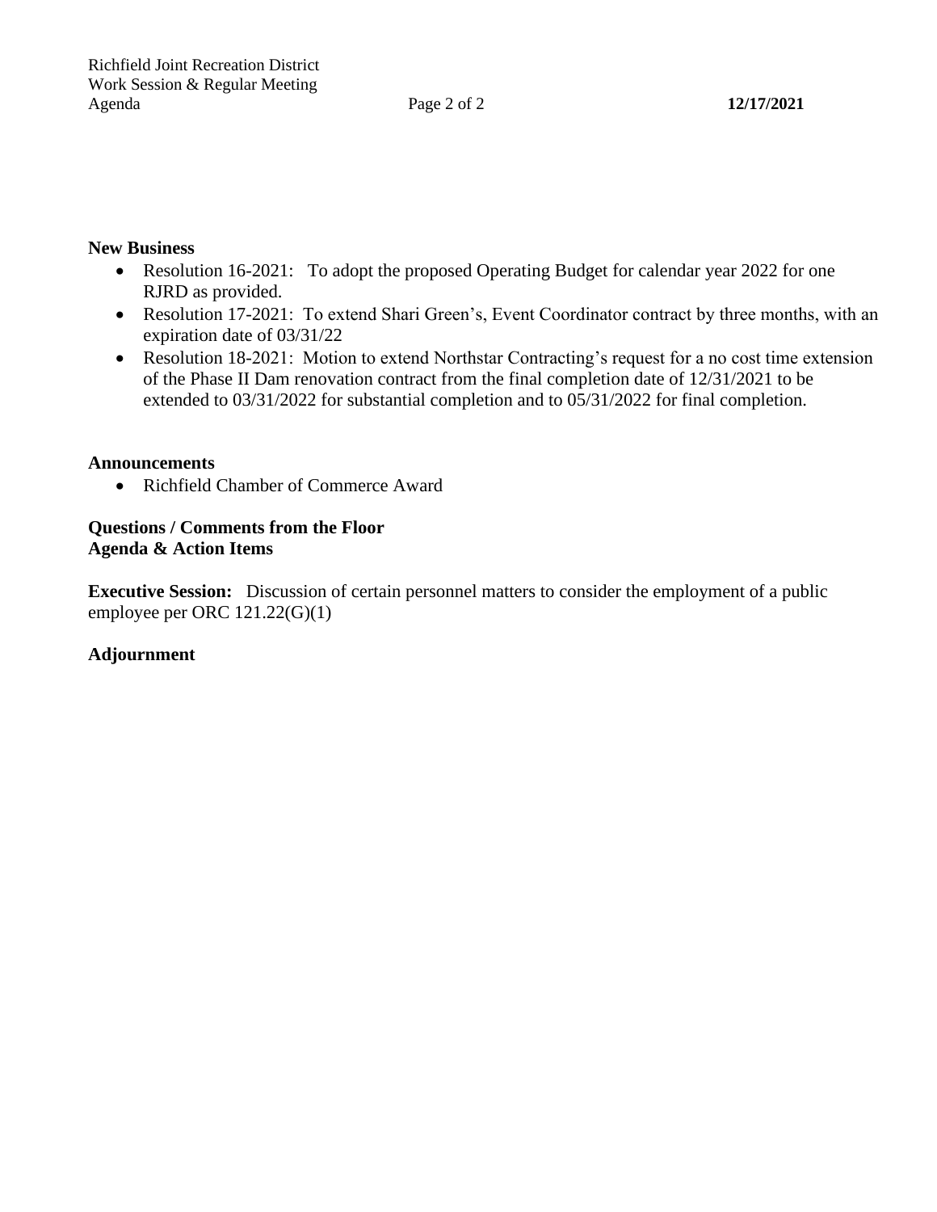## New Business

- Resolution 16-2021: To adopt the proposed Operating Budget for calendar year 2022 for one RJRD as provided.
- Resolution 17-2021: To extend Shari Green's, Event Coordinator contract by three months, with an expiration date of 03/31/22
- Resolution 18-2021: Motion to extend Northstar Contracting's request for a no cost time extension of the Phase II Dam renovation contract from the final completion date of 12/31/2021 to be extended to 03/31/2022 for substantial completion and to 05/31/2022 for final completion.

## Announcements

- Richfield Chamber of Commerce Award

## Questions / Comments from the Floor
## Agenda & Action Items

**Executive Session:** Discussion of certain personnel matters to consider the employment of a public employee per ORC 121.22(G)(1)

## Adjournment